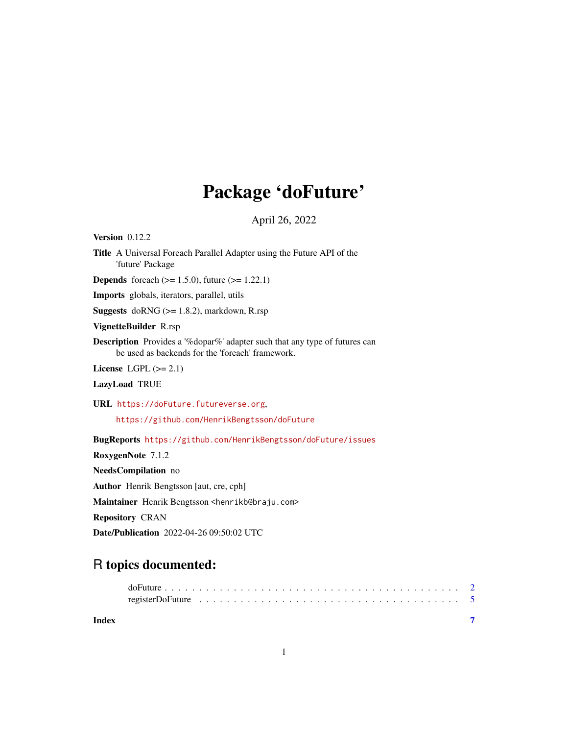# Package 'doFuture'

April 26, 2022

**Version** 0.12.2

**Title** A Universal Foreach Parallel Adapter using the Future API of the 'future' Package

**Depends** foreach (>= 1.5.0), future (>= 1.22.1)

**Imports** globals, iterators, parallel, utils

**Suggests** doRNG (>= 1.8.2), markdown, R.rsp

**VignetteBuilder** R.rsp

**Description** Provides a '%dopar%' adapter such that any type of futures can be used as backends for the 'foreach' framework.

**License** LGPL (>= 2.1)

**LazyLoad** TRUE

**URL** https://doFuture.futureverse.org,
https://github.com/HenrikBengtsson/doFuture

**BugReports** https://github.com/HenrikBengtsson/doFuture/issues

**RoxygenNote** 7.1.2

**NeedsCompilation** no

**Author** Henrik Bengtsson [aut, cre, cph]

**Maintainer** Henrik Bengtsson <henrikb@braju.com>

**Repository** CRAN

**Date/Publication** 2022-04-26 09:50:02 UTC

## R topics documented:

- doFuture . . . . . . . . . . . . . . . . . . . . . . . . . . . . . . . . . . . . . . . . . . 2
- registerDoFuture . . . . . . . . . . . . . . . . . . . . . . . . . . . . . . . . . . . . 5

**Index** 7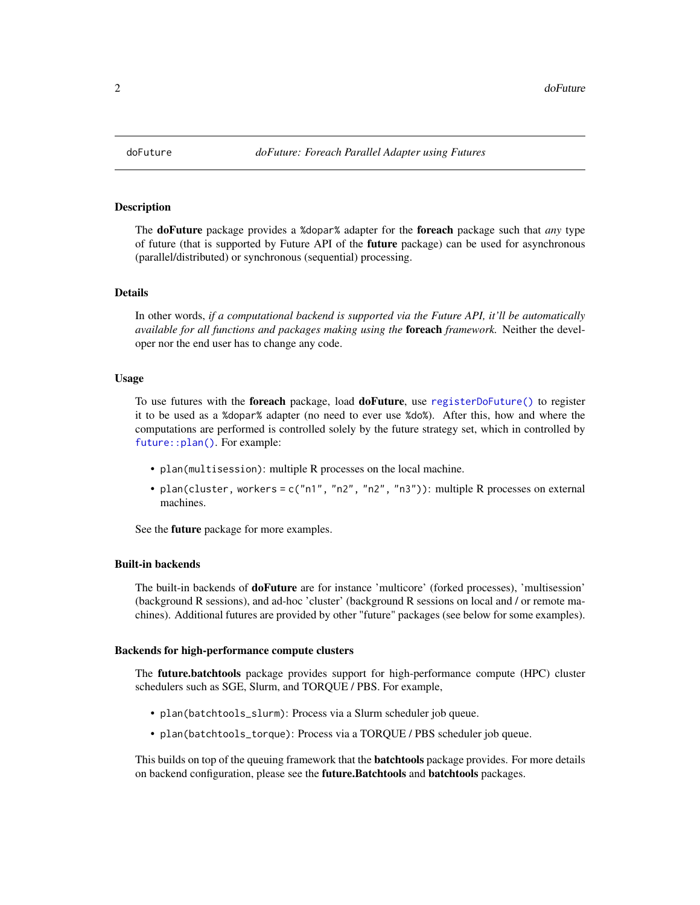doFuture — *doFuture: Foreach Parallel Adapter using Futures*

## Description

The **doFuture** package provides a `%dopar%` adapter for the **foreach** package such that *any* type of future (that is supported by Future API of the **future** package) can be used for asynchronous (parallel/distributed) or synchronous (sequential) processing.

## Details

In other words, *if a computational backend is supported via the Future API, it'll be automatically available for all functions and packages making using the* **foreach** *framework.* Neither the developer nor the end user has to change any code.

## Usage

To use futures with the **foreach** package, load **doFuture**, use `registerDoFuture()` to register it to be used as a `%dopar%` adapter (no need to ever use `%do%`). After this, how and where the computations are performed is controlled solely by the future strategy set, which in controlled by `future::plan()`. For example:

- `plan(multisession)`: multiple R processes on the local machine.
- `plan(cluster, workers = c("n1", "n2", "n2", "n3"))`: multiple R processes on external machines.

See the **future** package for more examples.

## Built-in backends

The built-in backends of **doFuture** are for instance 'multicore' (forked processes), 'multisession' (background R sessions), and ad-hoc 'cluster' (background R sessions on local and / or remote machines). Additional futures are provided by other "future" packages (see below for some examples).

## Backends for high-performance compute clusters

The **future.batchtools** package provides support for high-performance compute (HPC) cluster schedulers such as SGE, Slurm, and TORQUE / PBS. For example,

- `plan(batchtools_slurm)`: Process via a Slurm scheduler job queue.
- `plan(batchtools_torque)`: Process via a TORQUE / PBS scheduler job queue.

This builds on top of the queuing framework that the **batchtools** package provides. For more details on backend configuration, please see the **future.Batchtools** and **batchtools** packages.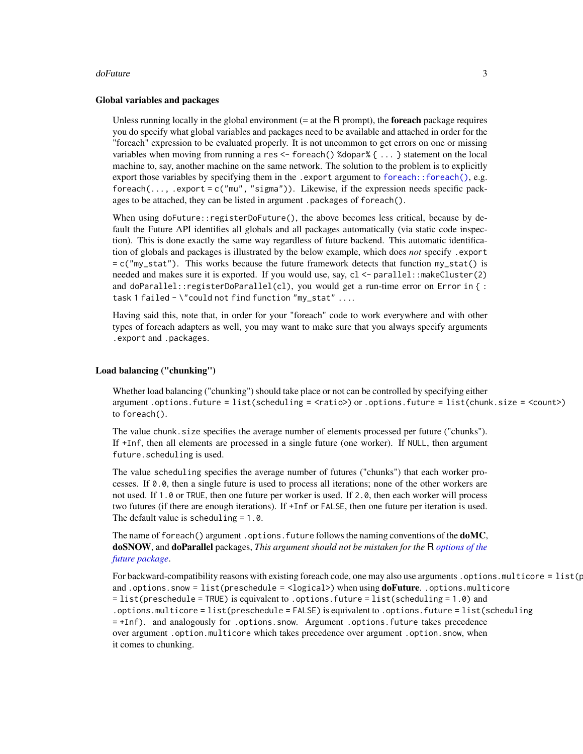### Global variables and packages

Unless running locally in the global environment (= at the R prompt), the **foreach** package requires you do specify what global variables and packages need to be available and attached in order for the "foreach" expression to be evaluated properly. It is not uncommon to get errors on one or missing variables when moving from running a `res <- foreach() %dopar% { ... }` statement on the local machine to, say, another machine on the same network. The solution to the problem is to explicitly export those variables by specifying them in the `.export` argument to `foreach::foreach()`, e.g. `foreach(..., .export = c("mu", "sigma"))`. Likewise, if the expression needs specific packages to be attached, they can be listed in argument `.packages` of `foreach()`.

When using `doFuture::registerDoFuture()`, the above becomes less critical, because by default the Future API identifies all globals and all packages automatically (via static code inspection). This is done exactly the same way regardless of future backend. This automatic identification of globals and packages is illustrated by the below example, which does *not* specify `.export = c("my_stat")`. This works because the future framework detects that function `my_stat()` is needed and makes sure it is exported. If you would use, say, `cl <- parallel::makeCluster(2)` and `doParallel::registerDoParallel(cl)`, you would get a run-time error on `Error in { : task 1 failed - \"could not find function "my_stat" ...`.

Having said this, note that, in order for your "foreach" code to work everywhere and with other types of foreach adapters as well, you may want to make sure that you always specify arguments `.export` and `.packages`.

### Load balancing ("chunking")

Whether load balancing ("chunking") should take place or not can be controlled by specifying either argument `.options.future = list(scheduling = <ratio>)` or `.options.future = list(chunk.size = <count>)` to `foreach()`.

The value `chunk.size` specifies the average number of elements processed per future ("chunks"). If `+Inf`, then all elements are processed in a single future (one worker). If `NULL`, then argument `future.scheduling` is used.

The value `scheduling` specifies the average number of futures ("chunks") that each worker processes. If `0.0`, then a single future is used to process all iterations; none of the other workers are not used. If `1.0` or `TRUE`, then one future per worker is used. If `2.0`, then each worker will process two futures (if there are enough iterations). If `+Inf` or `FALSE`, then one future per iteration is used. The default value is `scheduling = 1.0`.

The name of `foreach()` argument `.options.future` follows the naming conventions of the **doMC**, **doSNOW**, and **doParallel** packages, *This argument should not be mistaken for the* R *options of the future package*.

For backward-compatibility reasons with existing foreach code, one may also use arguments `.options.multicore = list(p` and `.options.snow = list(preschedule = <logical>)` when using **doFuture**. `.options.multicore = list(preschedule = TRUE)` is equivalent to `.options.future = list(scheduling = 1.0)` and `.options.multicore = list(preschedule = FALSE)` is equivalent to `.options.future = list(scheduling = +Inf)`. and analogously for `.options.snow`. Argument `.options.future` takes precedence over argument `.option.multicore` which takes precedence over argument `.option.snow`, when it comes to chunking.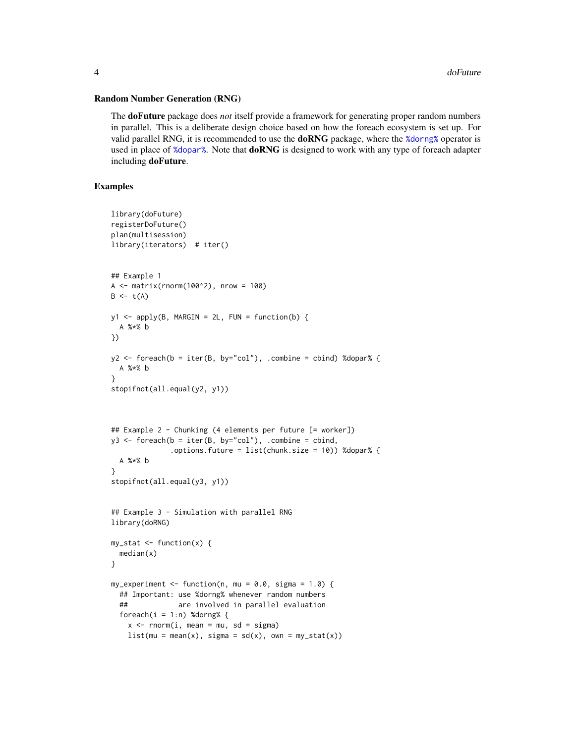### Random Number Generation (RNG)

The **doFuture** package does *not* itself provide a framework for generating proper random numbers in parallel. This is a deliberate design choice based on how the foreach ecosystem is set up. For valid parallel RNG, it is recommended to use the **doRNG** package, where the %dorng% operator is used in place of %dopar%. Note that **doRNG** is designed to work with any type of foreach adapter including **doFuture**.

### Examples

```
library(doFuture)
registerDoFuture()
plan(multisession)
library(iterators)  # iter()


## Example 1
A <- matrix(rnorm(100^2), nrow = 100)
B <- t(A)

y1 <- apply(B, MARGIN = 2L, FUN = function(b) {
  A %*% b
})

y2 <- foreach(b = iter(B, by="col"), .combine = cbind) %dopar% {
  A %*% b
}
stopifnot(all.equal(y2, y1))



## Example 2 - Chunking (4 elements per future [= worker])
y3 <- foreach(b = iter(B, by="col"), .combine = cbind,
              .options.future = list(chunk.size = 10)) %dopar% {
  A %*% b
}
stopifnot(all.equal(y3, y1))


## Example 3 - Simulation with parallel RNG
library(doRNG)

my_stat <- function(x) {
  median(x)
}

my_experiment <- function(n, mu = 0.0, sigma = 1.0) {
  ## Important: use %dorng% whenever random numbers
  ##            are involved in parallel evaluation
  foreach(i = 1:n) %dorng% {
    x <- rnorm(i, mean = mu, sd = sigma)
    list(mu = mean(x), sigma = sd(x), own = my_stat(x))
```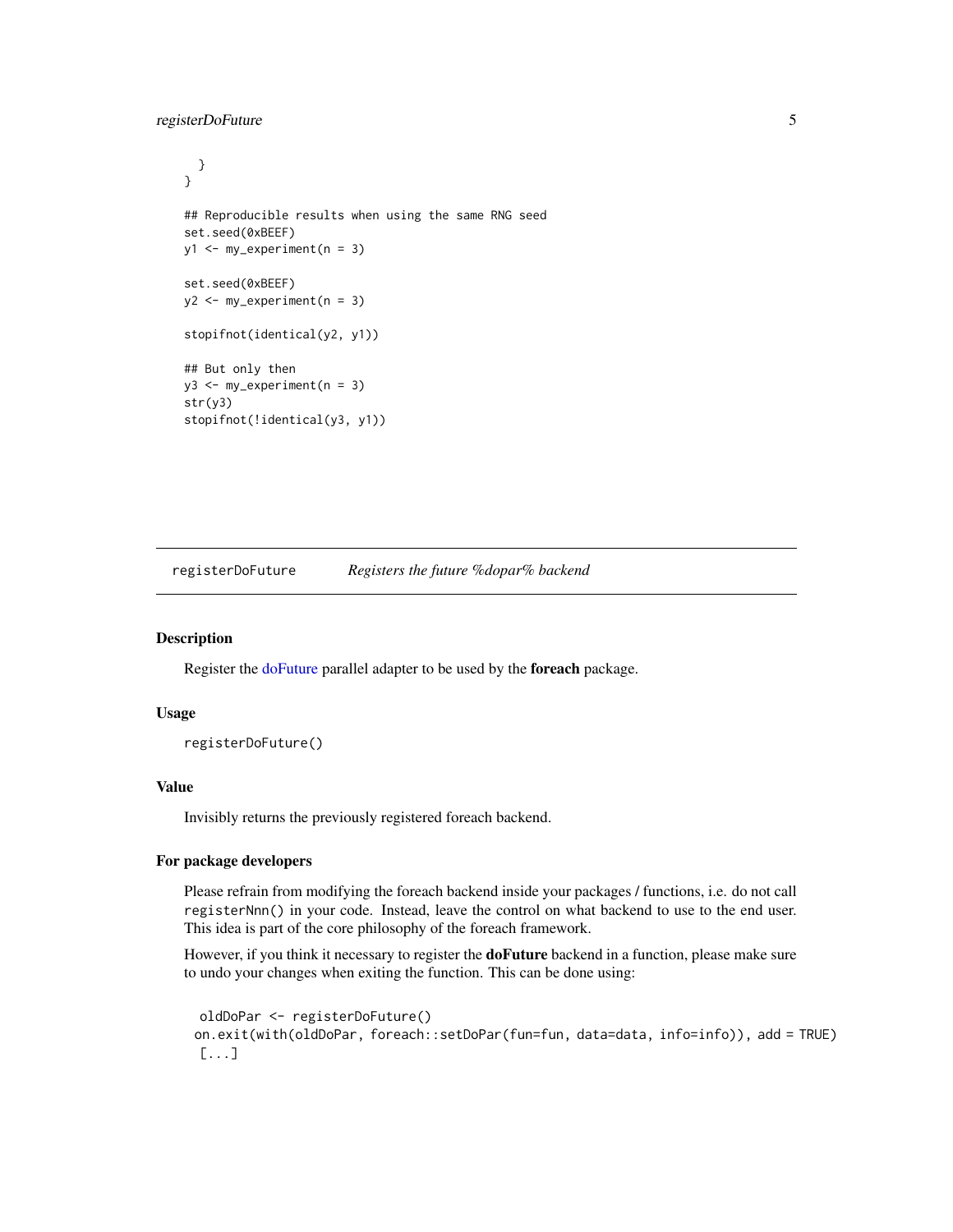```
  }
}

## Reproducible results when using the same RNG seed
set.seed(0xBEEF)
y1 <- my_experiment(n = 3)

set.seed(0xBEEF)
y2 <- my_experiment(n = 3)

stopifnot(identical(y2, y1))

## But only then
y3 <- my_experiment(n = 3)
str(y3)
stopifnot(!identical(y3, y1))
```

---

## registerDoFuture — *Registers the future %dopar% backend*

### Description

Register the doFuture parallel adapter to be used by the **foreach** package.

### Usage

```
registerDoFuture()
```

### Value

Invisibly returns the previously registered foreach backend.

### For package developers

Please refrain from modifying the foreach backend inside your packages / functions, i.e. do not call `registerNnn()` in your code. Instead, leave the control on what backend to use to the end user. This idea is part of the core philosophy of the foreach framework.

However, if you think it necessary to register the **doFuture** backend in a function, please make sure to undo your changes when exiting the function. This can be done using:

```
 oldDoPar <- registerDoFuture()
on.exit(with(oldDoPar, foreach::setDoPar(fun=fun, data=data, info=info)), add = TRUE)
 [...]
```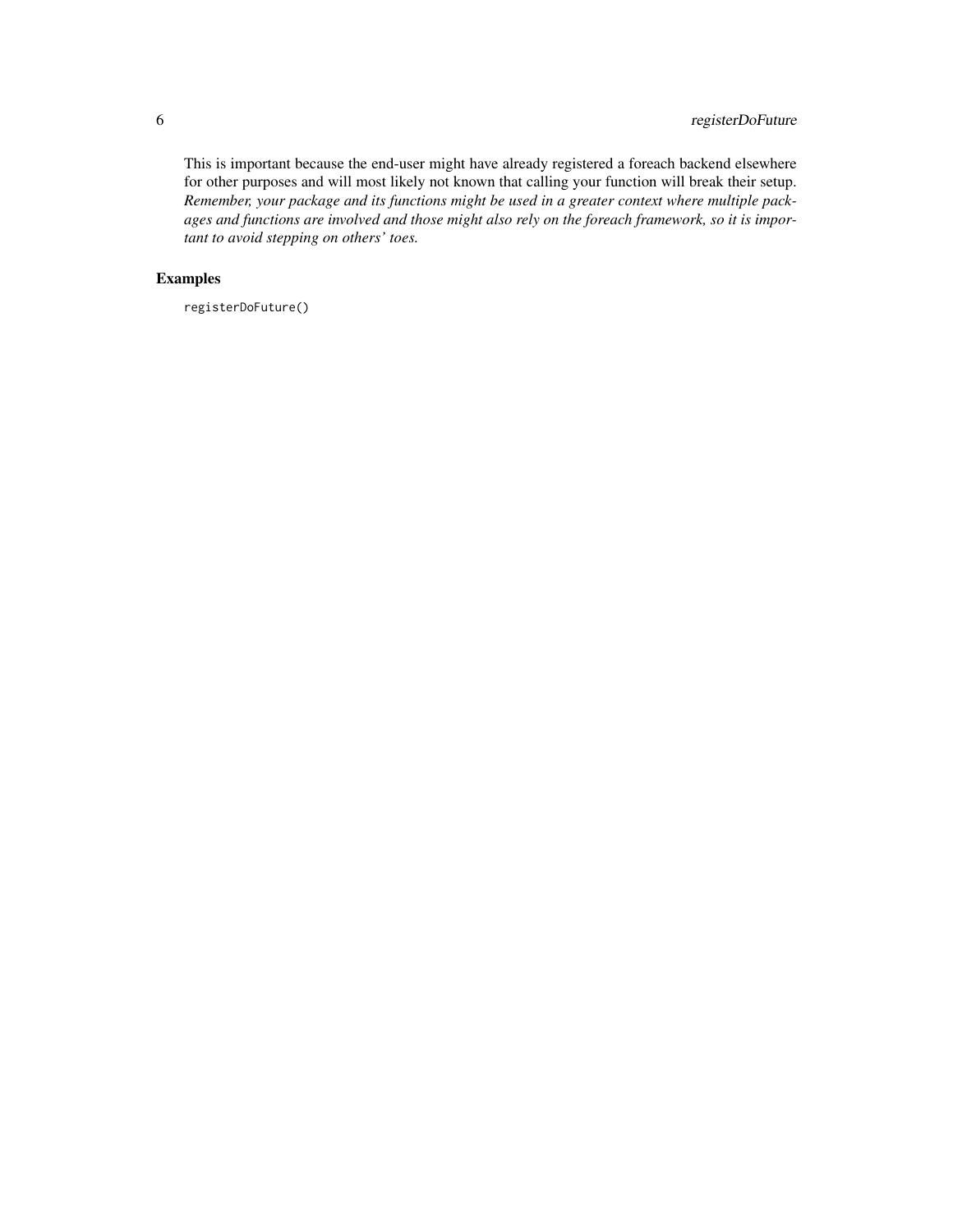This is important because the end-user might have already registered a foreach backend elsewhere for other purposes and will most likely not known that calling your function will break their setup. *Remember, your package and its functions might be used in a greater context where multiple packages and functions are involved and those might also rely on the foreach framework, so it is important to avoid stepping on others' toes.*

## Examples

```
registerDoFuture()
```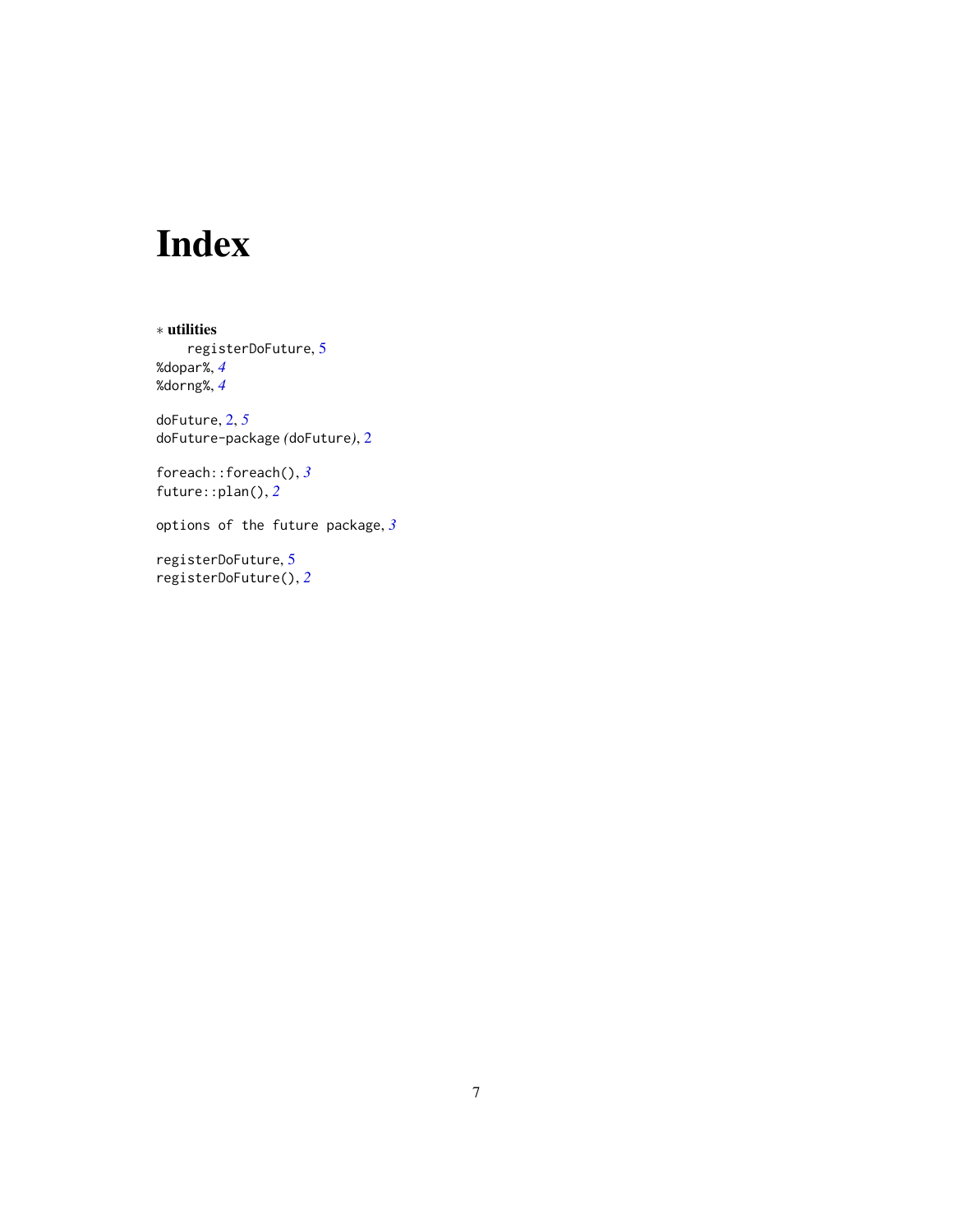# Index

∗ **utilities**
    registerDoFuture, 5

%dopar%, *4*
%dorng%, *4*

doFuture, 2, *5*
doFuture-package *(*doFuture*)*, 2

foreach::foreach(), *3*
future::plan(), *2*

options of the future package, *3*

registerDoFuture, 5
registerDoFuture(), *2*